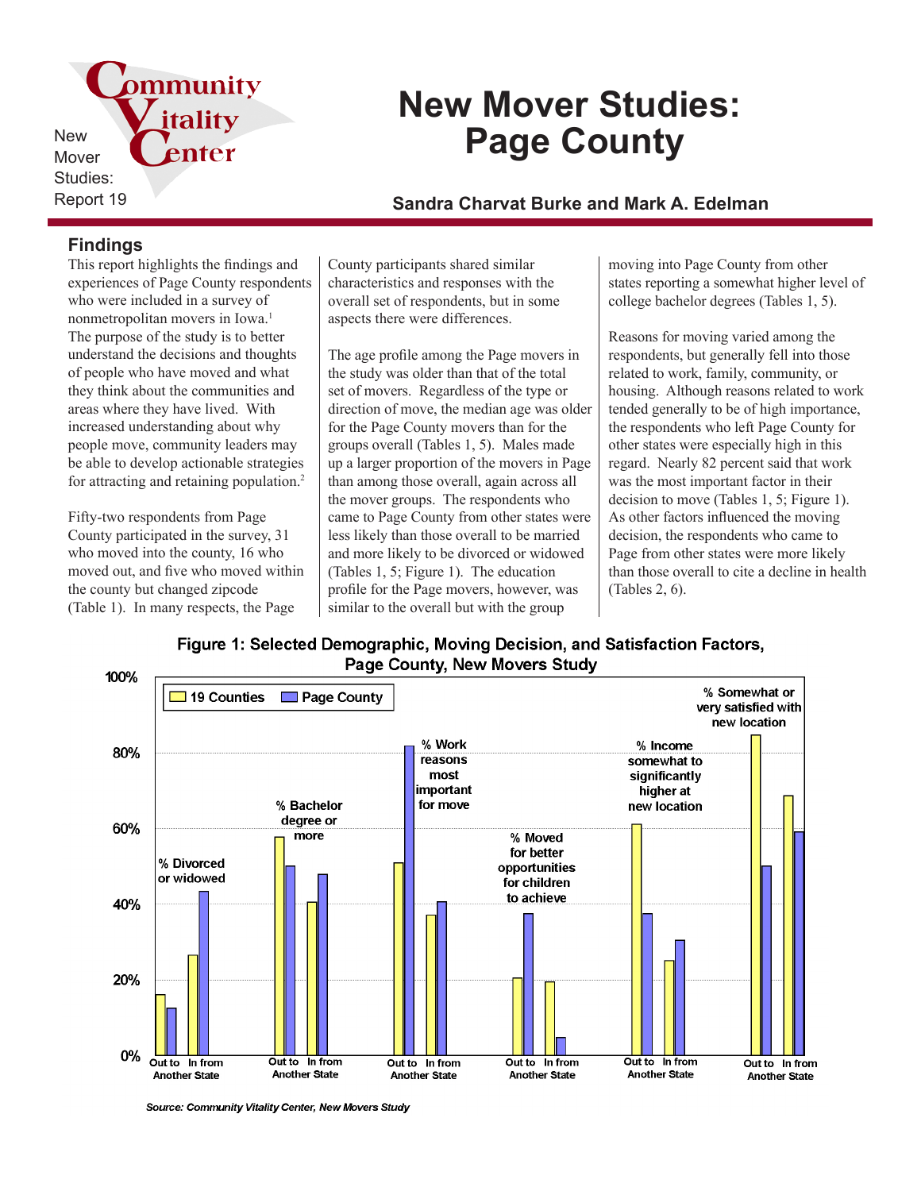New Mover Studies: Report 19

# New Mover Studies: Page County

**Sandra Charvat Burke and Mark A. Edelman**

## Findings

This report highlights the findings and experiences of Page County respondents who were included in a survey of nonmetropolitan movers in Iowa.[1] The purpose of the study is to better understand the decisions and thoughts of people who have moved and what they think about the communities and areas where they have lived. With increased understanding about why people move, community leaders may be able to develop actionable strategies for attracting and retaining population.[2]

Fifty-two respondents from Page County participated in the survey, 31 who moved into the county, 16 who moved out, and five who moved within the county but changed zipcode (Table 1). In many respects, the Page County participants shared similar characteristics and responses with the overall set of respondents, but in some aspects there were differences.

The age profile among the Page movers in the study was older than that of the total set of movers. Regardless of the type or direction of move, the median age was older for the Page County movers than for the groups overall (Tables 1, 5). Males made up a larger proportion of the movers in Page than among those overall, again across all the mover groups. The respondents who came to Page County from other states were less likely than those overall to be married and more likely to be divorced or widowed (Tables 1, 5; Figure 1). The education profile for the Page movers, however, was similar to the overall but with the group moving into Page County from other states reporting a somewhat higher level of college bachelor degrees (Tables 1, 5).

Reasons for moving varied among the respondents, but generally fell into those related to work, family, community, or housing. Although reasons related to work tended generally to be of high importance, the respondents who left Page County for other states were especially high in this regard. Nearly 82 percent said that work was the most important factor in their decision to move (Tables 1, 5; Figure 1). As other factors influenced the moving decision, the respondents who came to Page from other states were more likely than those overall to cite a decline in health (Tables 2, 6).

**Figure 1: Selected Demographic, Moving Decision, and Satisfaction Factors, Page County, New Movers Study**

| Measure | Direction | 19 Counties | Page County |
|---|---|---|---|
| % Divorced or widowed | Out to Another State | 16% | 12% |
| | In from Another State | 26% | 43% |
| % Bachelor degree or more | Out to Another State | 58% | 50% |
| | In from Another State | 40% | 48% |
| % Work reasons most important for move | Out to Another State | 51% | 82% |
| | In from Another State | 37% | 41% |
| % Moved for better opportunities for children to achieve | Out to Another State | 20% | 37% |
| | In from Another State | 19% | 5% |
| % Income somewhat to significantly higher at new location | Out to Another State | 61% | 37% |
| | In from Another State | 25% | 30% |
| % Somewhat or very satisfied with new location | Out to Another State | 85% | 50% |
| | In from Another State | 68% | 59% |

*Source: Community Vitality Center, New Movers Study*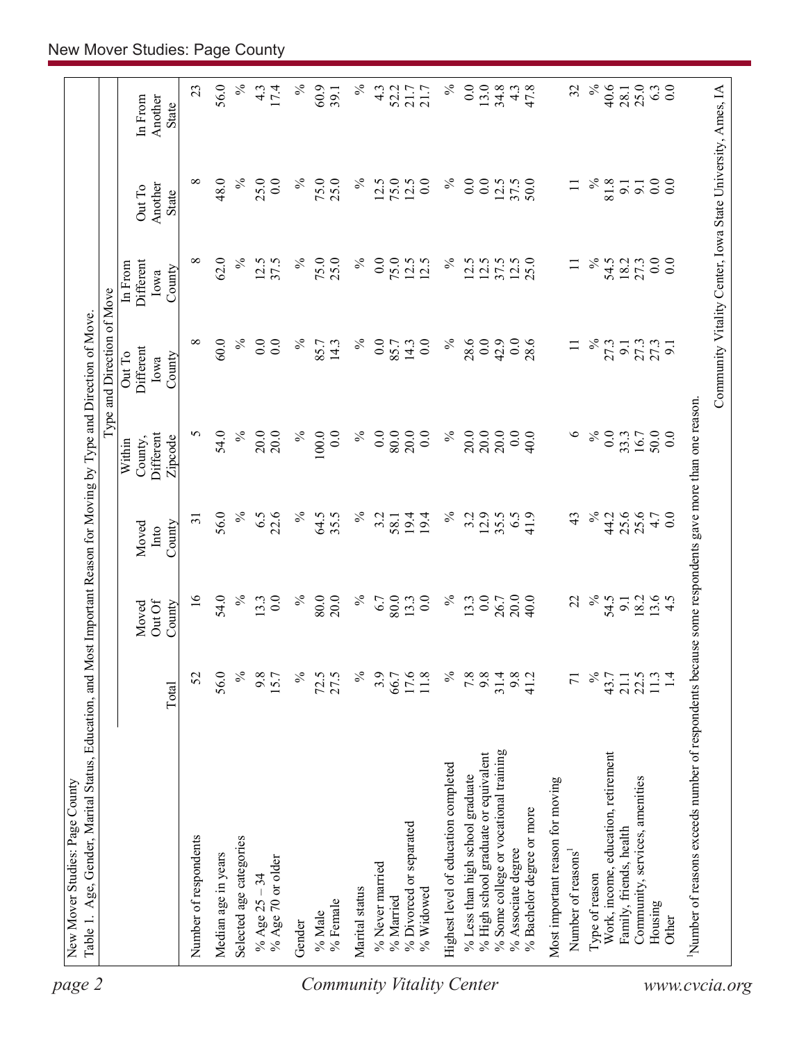New Mover Studies: Page County

Table 1. Age, Gender, Marital Status, Education, and Most Important Reason for Moving by Type and Direction of Move.

| | | Type and Direction of Move | | | | | | |
|---|---|---|---|---|---|---|---|---|
| | Total | Moved Out Of County | Moved Into County | Within County, Different Zipcode | Out To Different Iowa County | In From Different Iowa County | Out To Another State | In From Another State |
| Number of respondents | 52 | 16 | 31 | 5 | 8 | 8 | 8 | 23 |
| Median age in years | 56.0 | 54.0 | 56.0 | 54.0 | 60.0 | 62.0 | 48.0 | 56.0 |
| Selected age categories | % | % | % | % | % | % | % | % |
| % Age 25 – 34 | 9.8 | 13.3 | 6.5 | 20.0 | 0.0 | 12.5 | 25.0 | 4.3 |
| % Age 70 or older | 15.7 | 0.0 | 22.6 | 20.0 | 0.0 | 37.5 | 0.0 | 17.4 |
| Gender | % | % | % | % | % | % | % | % |
| % Male | 72.5 | 80.0 | 64.5 | 100.0 | 85.7 | 75.0 | 75.0 | 60.9 |
| % Female | 27.5 | 20.0 | 35.5 | 0.0 | 14.3 | 25.0 | 25.0 | 39.1 |
| Marital status | % | % | % | % | % | % | % | % |
| % Never married | 3.9 | 6.7 | 3.2 | 0.0 | 0.0 | 0.0 | 12.5 | 4.3 |
| % Married | 66.7 | 80.0 | 58.1 | 80.0 | 85.7 | 75.0 | 75.0 | 52.2 |
| % Divorced or separated | 17.6 | 13.3 | 19.4 | 20.0 | 14.3 | 12.5 | 12.5 | 21.7 |
| % Widowed | 11.8 | 0.0 | 19.4 | 0.0 | 0.0 | 12.5 | 0.0 | 21.7 |
| Highest level of education completed | % | % | % | % | % | % | % | % |
| % Less than high school graduate | 7.8 | 13.3 | 3.2 | 20.0 | 28.6 | 12.5 | 0.0 | 0.0 |
| % High school graduate or equivalent | 9.8 | 0.0 | 12.9 | 20.0 | 0.0 | 12.5 | 0.0 | 13.0 |
| % Some college or vocational training | 31.4 | 26.7 | 35.5 | 20.0 | 42.9 | 37.5 | 12.5 | 34.8 |
| % Associate degree | 9.8 | 20.0 | 6.5 | 0.0 | 0.0 | 12.5 | 37.5 | 4.3 |
| % Bachelor degree or more | 41.2 | 40.0 | 41.9 | 40.0 | 28.6 | 25.0 | 50.0 | 47.8 |
| Most important reason for moving | | | | | | | | |
| Number of reasons[1] | 71 | 22 | 43 | 6 | 11 | 11 | 11 | 32 |
| Type of reason | % | % | % | % | % | % | % | % |
| Work, income, education, retirement | 43.7 | 54.5 | 44.2 | 0.0 | 27.3 | 54.5 | 81.8 | 40.6 |
| Family, friends, health | 21.1 | 9.1 | 25.6 | 33.3 | 9.1 | 18.2 | 9.1 | 28.1 |
| Community, services, amenities | 22.5 | 18.2 | 25.6 | 16.7 | 27.3 | 27.3 | 9.1 | 25.0 |
| Housing | 11.3 | 13.6 | 4.7 | 50.0 | 27.3 | 0.0 | 0.0 | 6.3 |
| Other | 1.4 | 4.5 | 0.0 | 0.0 | 9.1 | 0.0 | 0.0 | 0.0 |

[1]Number of reasons exceeds number of respondents because some respondents gave more than one reason.

Community Vitality Center, Iowa State University, Ames, IA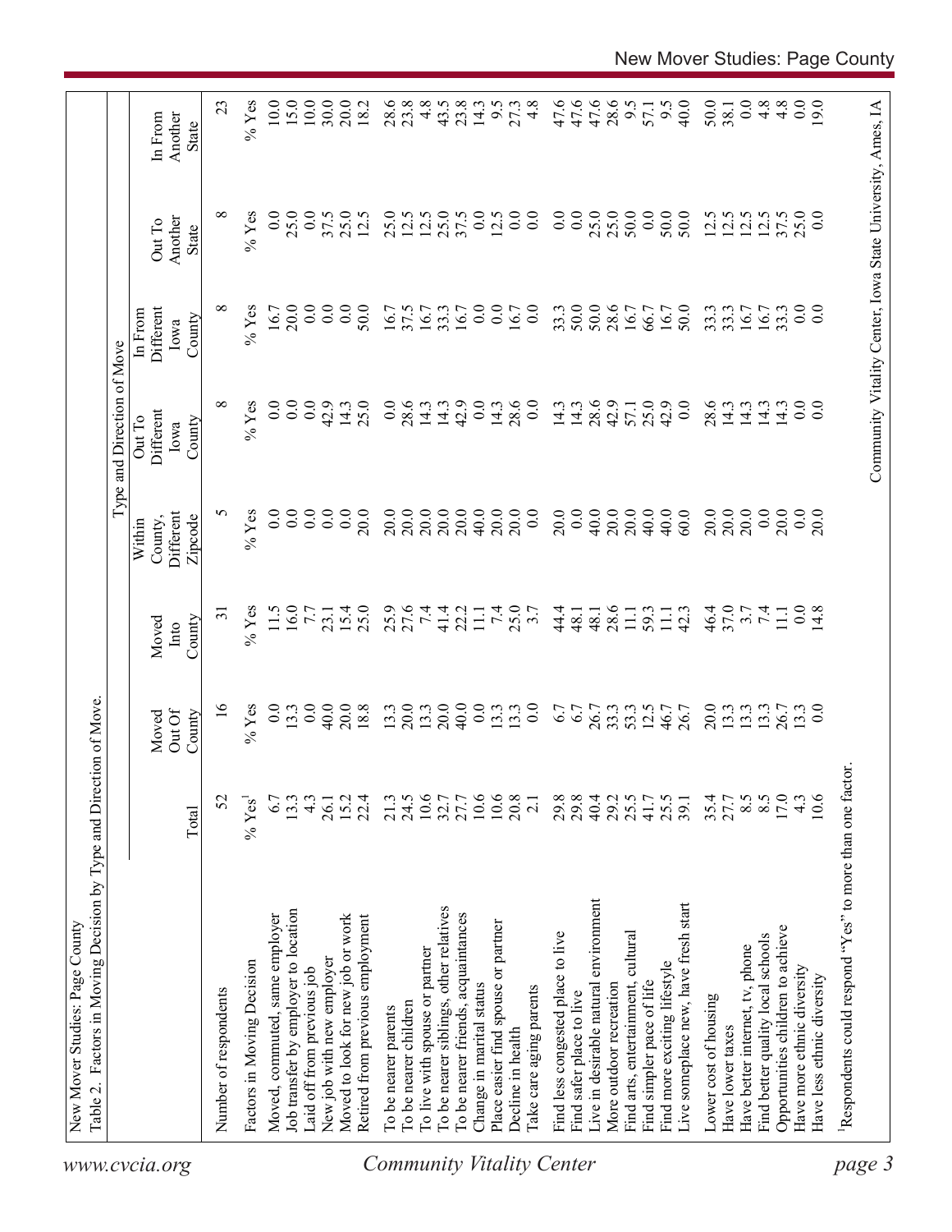New Mover Studies: Page County

Table 2. Factors in Moving Decision by Type and Direction of Move.

| | | | | Type and Direction of Move | | | | |
|---|---|---|---|---|---|---|---|---|
| | Total | Moved Out Of County | Moved Into County | Within County, Different Zipcode | Out To Different Iowa County | In From Different Iowa County | Out To Another State | In From Another State |
| Number of respondents | 52 | 16 | 31 | 5 | 8 | 8 | 8 | 23 |
| Factors in Moving Decision | % Yes[1] | % Yes | % Yes | % Yes | % Yes | % Yes | % Yes | % Yes |
| Moved, commuted, same employer | 6.7 | 0.0 | 11.5 | 0.0 | 0.0 | 16.7 | 0.0 | 10.0 |
| Job transfer by employer to location | 13.3 | 13.3 | 16.0 | 0.0 | 0.0 | 20.0 | 25.0 | 15.0 |
| Laid off from previous job | 4.3 | 0.0 | 7.7 | 0.0 | 0.0 | 0.0 | 0.0 | 10.0 |
| New job with new employer | 26.1 | 40.0 | 23.1 | 0.0 | 42.9 | 0.0 | 37.5 | 30.0 |
| Moved to look for new job or work | 15.2 | 20.0 | 15.4 | 0.0 | 14.3 | 0.0 | 25.0 | 20.0 |
| Retired from previous employment | 22.4 | 18.8 | 25.0 | 20.0 | 25.0 | 50.0 | 12.5 | 18.2 |
| To be nearer parents | 21.3 | 13.3 | 25.9 | 20.0 | 0.0 | 16.7 | 25.0 | 28.6 |
| To be nearer children | 24.5 | 20.0 | 27.6 | 20.0 | 28.6 | 37.5 | 12.5 | 23.8 |
| To live with spouse or partner | 10.6 | 13.3 | 7.4 | 20.0 | 14.3 | 16.7 | 12.5 | 4.8 |
| To be nearer siblings, other relatives | 32.7 | 20.0 | 41.4 | 20.0 | 14.3 | 33.3 | 25.0 | 43.5 |
| To be nearer friends, acquaintances | 27.7 | 40.0 | 22.2 | 20.0 | 42.9 | 16.7 | 37.5 | 23.8 |
| Change in marital status | 10.6 | 0.0 | 11.1 | 40.0 | 0.0 | 0.0 | 0.0 | 14.3 |
| Place easier find spouse or partner | 10.6 | 13.3 | 7.4 | 20.0 | 14.3 | 0.0 | 12.5 | 9.5 |
| Decline in health | 20.8 | 13.3 | 25.0 | 20.0 | 28.6 | 16.7 | 0.0 | 27.3 |
| Take care aging parents | 2.1 | 0.0 | 3.7 | 0.0 | 0.0 | 0.0 | 0.0 | 4.8 |
| Find less congested place to live | 29.8 | 6.7 | 44.4 | 20.0 | 14.3 | 33.3 | 0.0 | 47.6 |
| Find safer place to live | 29.8 | 6.7 | 48.1 | 0.0 | 14.3 | 50.0 | 0.0 | 47.6 |
| Live in desirable natural environment | 40.4 | 26.7 | 48.1 | 40.0 | 28.6 | 50.0 | 25.0 | 47.6 |
| More outdoor recreation | 29.2 | 33.3 | 28.6 | 20.0 | 42.9 | 28.6 | 25.0 | 28.6 |
| Find arts, entertainment, cultural | 25.5 | 53.3 | 11.1 | 20.0 | 57.1 | 16.7 | 50.0 | 9.5 |
| Find simpler pace of life | 41.7 | 12.5 | 59.3 | 40.0 | 25.0 | 66.7 | 0.0 | 57.1 |
| Find more exciting lifestyle | 25.5 | 46.7 | 11.1 | 40.0 | 42.9 | 16.7 | 50.0 | 9.5 |
| Live someplace new, have fresh start | 39.1 | 26.7 | 42.3 | 60.0 | 0.0 | 50.0 | 50.0 | 40.0 |
| Lower cost of housing | 35.4 | 20.0 | 46.4 | 20.0 | 28.6 | 33.3 | 12.5 | 50.0 |
| Have lower taxes | 27.7 | 13.3 | 37.0 | 20.0 | 14.3 | 33.3 | 12.5 | 38.1 |
| Have better internet, tv, phone | 8.5 | 13.3 | 3.7 | 20.0 | 14.3 | 16.7 | 12.5 | 0.0 |
| Find better quality local schools | 8.5 | 13.3 | 7.4 | 0.0 | 14.3 | 16.7 | 12.5 | 4.8 |
| Opportunities children to achieve | 17.0 | 26.7 | 11.1 | 20.0 | 14.3 | 33.3 | 37.5 | 4.8 |
| Have more ethnic diversity | 4.3 | 13.3 | 0.0 | 0.0 | 0.0 | 0.0 | 25.0 | 0.0 |
| Have less ethnic diversity | 10.6 | 0.0 | 14.8 | 20.0 | 0.0 | 0.0 | 0.0 | 19.0 |

[1]Respondents could respond "Yes" to more than one factor.

Community Vitality Center, Iowa State University, Ames, IA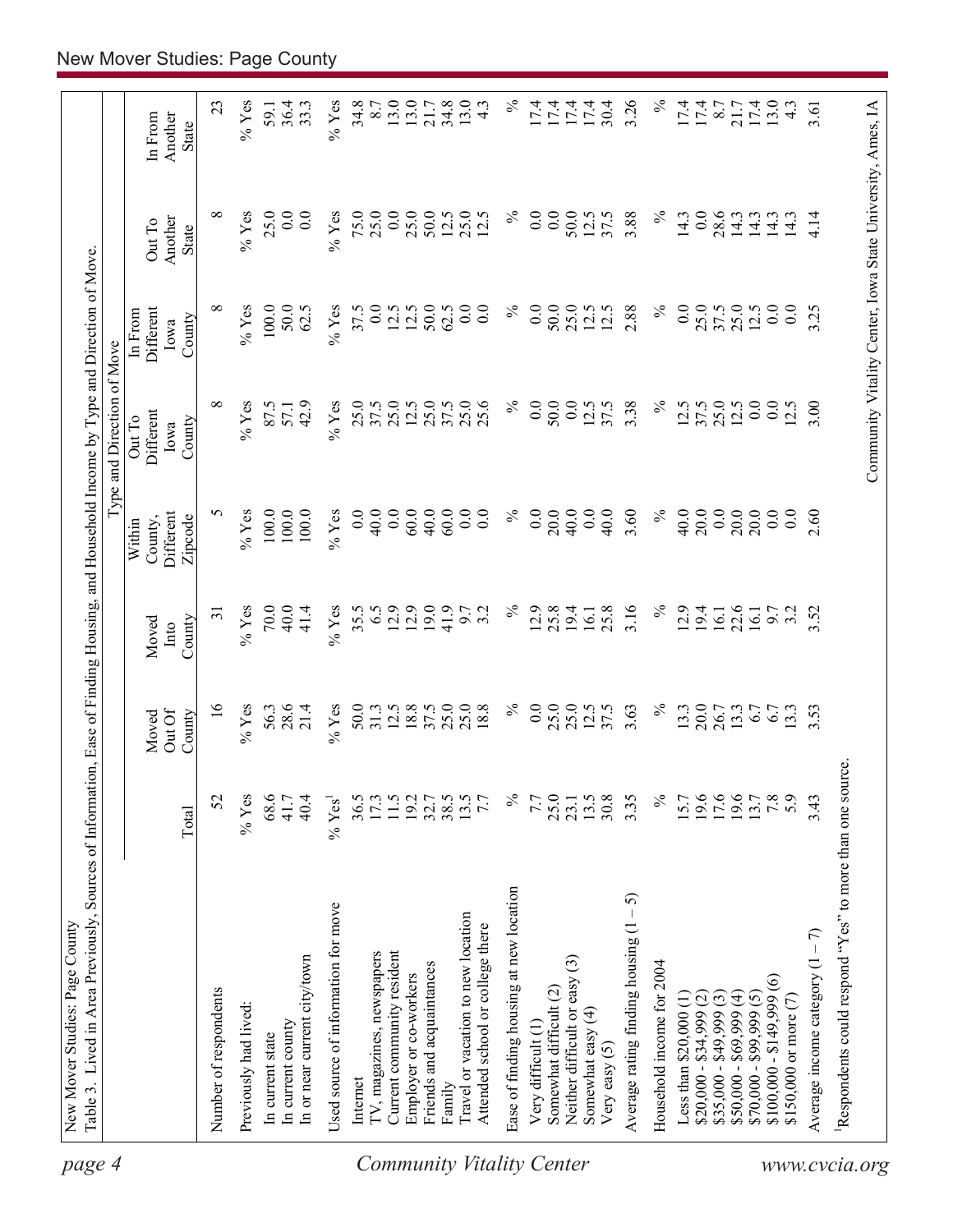New Mover Studies: Page County

Table 3. Lived in Area Previously, Sources of Information, Ease of Finding Housing, and Household Income by Type and Direction of Move.

| | Total | Moved Out Of County | Moved Into County | Type and Direction of Move: Within County, Different Zipcode | Out To Different Iowa County | In From Different Iowa County | Out To Another State | In From Another State |
|---|---|---|---|---|---|---|---|---|
| Number of respondents | 52 | 16 | 31 | 5 | 8 | 8 | 8 | 23 |
| Previously had lived: | % Yes | % Yes | % Yes | % Yes | % Yes | % Yes | % Yes | % Yes |
| In current state | 68.6 | 56.3 | 70.0 | 100.0 | 87.5 | 100.0 | 25.0 | 59.1 |
| In current county | 41.7 | 28.6 | 40.0 | 100.0 | 57.1 | 50.0 | 0.0 | 36.4 |
| In or near current city/town | 40.4 | 21.4 | 41.4 | 100.0 | 42.9 | 62.5 | 0.0 | 33.3 |
| Used source of information for move | % Yes[1] | % Yes | % Yes | % Yes | % Yes | % Yes | % Yes | % Yes |
| Internet | 36.5 | 50.0 | 35.5 | 0.0 | 25.0 | 37.5 | 75.0 | 34.8 |
| TV, magazines, newspapers | 17.3 | 31.3 | 6.5 | 40.0 | 37.5 | 0.0 | 25.0 | 8.7 |
| Current community resident | 11.5 | 12.5 | 12.9 | 0.0 | 25.0 | 12.5 | 0.0 | 13.0 |
| Employer or co-workers | 19.2 | 18.8 | 12.9 | 60.0 | 12.5 | 12.5 | 25.0 | 13.0 |
| Friends and acquaintances | 32.7 | 37.5 | 19.0 | 40.0 | 25.0 | 50.0 | 50.0 | 21.7 |
| Family | 38.5 | 25.0 | 41.9 | 60.0 | 37.5 | 62.5 | 12.5 | 34.8 |
| Travel or vacation to new location | 13.5 | 25.0 | 9.7 | 0.0 | 25.0 | 0.0 | 25.0 | 13.0 |
| Attended school or college there | 7.7 | 18.8 | 3.2 | 0.0 | 25.6 | 0.0 | 12.5 | 4.3 |
| Ease of finding housing at new location | % | % | % | % | % | % | % | % |
| Very difficult (1) | 7.7 | 0.0 | 12.9 | 0.0 | 0.0 | 0.0 | 0.0 | 17.4 |
| Somewhat difficult (2) | 25.0 | 25.0 | 25.8 | 20.0 | 50.0 | 50.0 | 0.0 | 17.4 |
| Neither difficult or easy (3) | 23.1 | 25.0 | 19.4 | 40.0 | 0.0 | 25.0 | 50.0 | 17.4 |
| Somewhat easy (4) | 13.5 | 12.5 | 16.1 | 0.0 | 12.5 | 12.5 | 12.5 | 17.4 |
| Very easy (5) | 30.8 | 37.5 | 25.8 | 40.0 | 37.5 | 12.5 | 37.5 | 30.4 |
| Average rating finding housing (1 – 5) | 3.35 | 3.63 | 3.16 | 3.60 | 3.38 | 2.88 | 3.88 | 3.26 |
| Household income for 2004 | % | % | % | % | % | % | % | % |
| Less than $20,000 (1) | 15.7 | 13.3 | 12.9 | 40.0 | 12.5 | 0.0 | 14.3 | 17.4 |
| $20,000 - $34,999 (2) | 19.6 | 20.0 | 19.4 | 20.0 | 37.5 | 25.0 | 0.0 | 17.4 |
| $35,000 - $49,999 (3) | 17.6 | 26.7 | 16.1 | 0.0 | 25.0 | 37.5 | 28.6 | 8.7 |
| $50,000 - $69,999 (4) | 19.6 | 13.3 | 22.6 | 20.0 | 12.5 | 25.0 | 14.3 | 21.7 |
| $70,000 - $99,999 (5) | 13.7 | 6.7 | 16.1 | 20.0 | 0.0 | 12.5 | 14.3 | 17.4 |
| $100,000 - $149,999 (6) | 7.8 | 6.7 | 9.7 | 0.0 | 0.0 | 0.0 | 14.3 | 13.0 |
| $150,000 or more (7) | 5.9 | 13.3 | 3.2 | 0.0 | 12.5 | 0.0 | 14.3 | 4.3 |
| Average income category (1 – 7) | 3.43 | 3.53 | 3.52 | 2.60 | 3.00 | 3.25 | 4.14 | 3.61 |

[1]Respondents could respond "Yes" to more than one source.

Community Vitality Center, Iowa State University, Ames, IA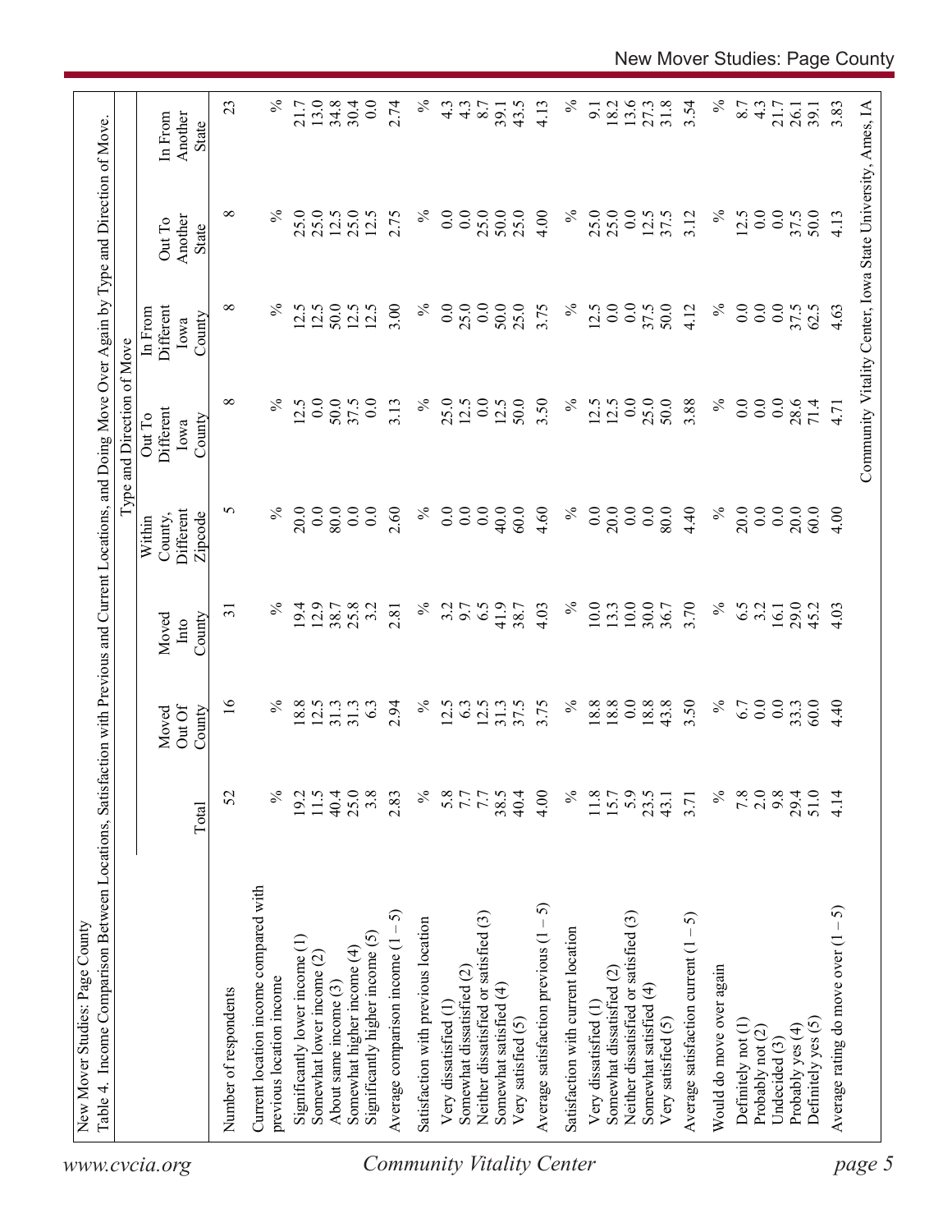Table 4. Income Comparison Between Locations, Satisfaction with Previous and Current Locations, and Doing Move Over Again by Type and Direction of Move.

| | Total | Moved Out Of County | Moved Into County | Type and Direction of Move: Within County, Different Zipcode | Out To Different Iowa County | In From Different Iowa County | Out To Another State | In From Another State |
|---|---|---|---|---|---|---|---|---|
| Number of respondents | 52 | 16 | 31 | 5 | 8 | 8 | 8 | 23 |
| Current location income compared with previous location income | % | % | % | % | % | % | % | % |
| Significantly lower income (1) | 19.2 | 18.8 | 19.4 | 20.0 | 12.5 | 12.5 | 25.0 | 21.7 |
| Somewhat lower income (2) | 11.5 | 12.5 | 12.9 | 0.0 | 0.0 | 12.5 | 25.0 | 13.0 |
| About same income (3) | 40.4 | 31.3 | 38.7 | 80.0 | 50.0 | 50.0 | 12.5 | 34.8 |
| Somewhat higher income (4) | 25.0 | 31.3 | 25.8 | 0.0 | 37.5 | 12.5 | 25.0 | 30.4 |
| Significantly higher income (5) | 3.8 | 6.3 | 3.2 | 0.0 | 0.0 | 12.5 | 12.5 | 0.0 |
| Average comparison income (1 – 5) | 2.83 | 2.94 | 2.81 | 2.60 | 3.13 | 3.00 | 2.75 | 2.74 |
| Satisfaction with previous location | % | % | % | % | % | % | % | % |
| Very dissatisfied (1) | 5.8 | 12.5 | 3.2 | 0.0 | 25.0 | 0.0 | 0.0 | 4.3 |
| Somewhat dissatisfied (2) | 7.7 | 6.3 | 9.7 | 0.0 | 12.5 | 25.0 | 0.0 | 4.3 |
| Neither dissatisfied or satisfied (3) | 7.7 | 12.5 | 6.5 | 0.0 | 0.0 | 0.0 | 25.0 | 8.7 |
| Somewhat satisfied (4) | 38.5 | 31.3 | 41.9 | 40.0 | 12.5 | 50.0 | 50.0 | 39.1 |
| Very satisfied (5) | 40.4 | 37.5 | 38.7 | 60.0 | 50.0 | 25.0 | 25.0 | 43.5 |
| Average satisfaction previous (1 – 5) | 4.00 | 3.75 | 4.03 | 4.60 | 3.50 | 3.75 | 4.00 | 4.13 |
| Satisfaction with current location | % | % | % | % | % | % | % | % |
| Very dissatisfied (1) | 11.8 | 18.8 | 10.0 | 0.0 | 12.5 | 12.5 | 25.0 | 9.1 |
| Somewhat dissatisfied (2) | 15.7 | 18.8 | 13.3 | 20.0 | 12.5 | 0.0 | 25.0 | 18.2 |
| Neither dissatisfied or satisfied (3) | 5.9 | 0.0 | 10.0 | 0.0 | 0.0 | 0.0 | 0.0 | 13.6 |
| Somewhat satisfied (4) | 23.5 | 18.8 | 30.0 | 0.0 | 25.0 | 37.5 | 12.5 | 27.3 |
| Very satisfied (5) | 43.1 | 43.8 | 36.7 | 80.0 | 50.0 | 50.0 | 37.5 | 31.8 |
| Average satisfaction current (1 – 5) | 3.71 | 3.50 | 3.70 | 4.40 | 3.88 | 4.12 | 3.12 | 3.54 |
| Would do move over again | % | % | % | % | % | % | % | % |
| Definitely not (1) | 7.8 | 6.7 | 6.5 | 20.0 | 0.0 | 0.0 | 12.5 | 8.7 |
| Probably not (2) | 2.0 | 0.0 | 3.2 | 0.0 | 0.0 | 0.0 | 0.0 | 4.3 |
| Undecided (3) | 9.8 | 0.0 | 16.1 | 0.0 | 0.0 | 0.0 | 0.0 | 21.7 |
| Probably yes (4) | 29.4 | 33.3 | 29.0 | 20.0 | 28.6 | 37.5 | 37.5 | 26.1 |
| Definitely yes (5) | 51.0 | 60.0 | 45.2 | 60.0 | 71.4 | 62.5 | 50.0 | 39.1 |
| Average rating do move over (1 – 5) | 4.14 | 4.40 | 4.03 | 4.00 | 4.71 | 4.63 | 4.13 | 3.83 |

Community Vitality Center, Iowa State University, Ames, IA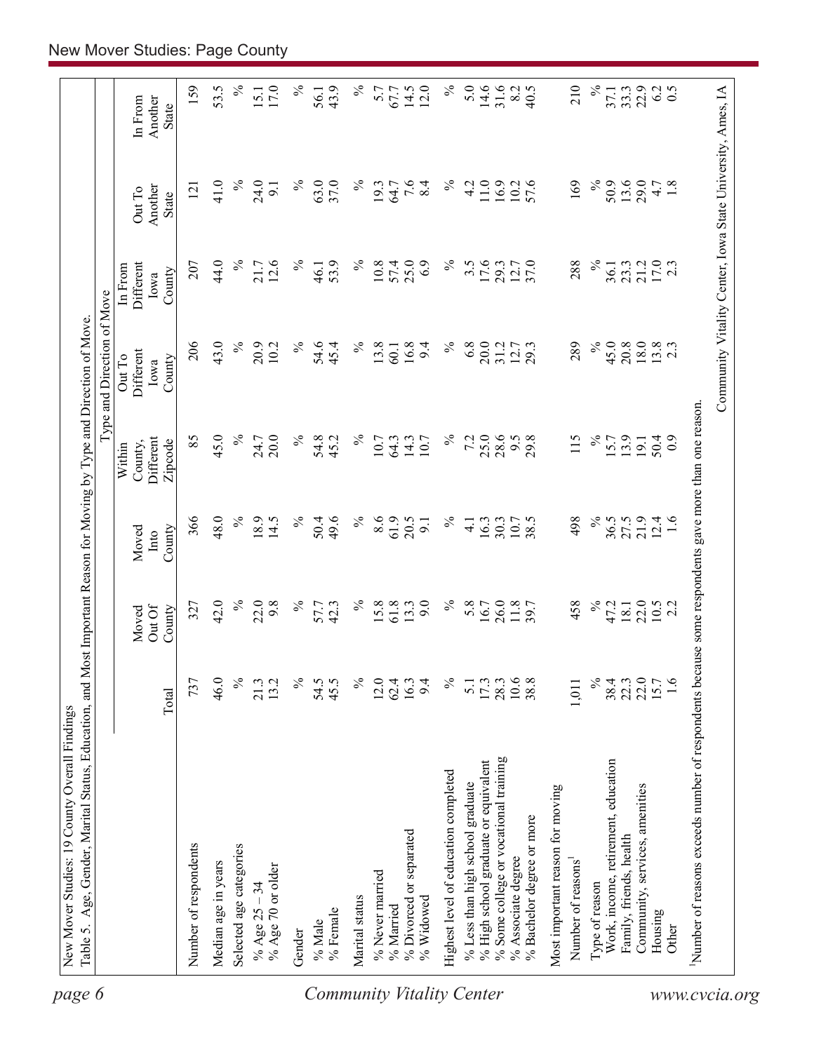New Mover Studies: 19 County Overall Findings

Table 5. Age, Gender, Marital Status, Education, and Most Important Reason for Moving by Type and Direction of Move.

| | Total | Moved Out Of County | Moved Into County | Type and Direction of Move: Within County, Different Zipcode | Out To Different Iowa County | In From Different Iowa County | Out To Another State | In From Another State |
|---|---|---|---|---|---|---|---|---|
| Number of respondents | 737 | 327 | 366 | 85 | 206 | 207 | 121 | 159 |
| Median age in years | 46.0 | 42.0 | 48.0 | 45.0 | 43.0 | 44.0 | 41.0 | 53.5 |
| Selected age categories | % | % | % | % | % | % | % | % |
| % Age 25 – 34 | 21.3 | 22.0 | 18.9 | 24.7 | 20.9 | 21.7 | 24.0 | 15.1 |
| % Age 70 or older | 13.2 | 9.8 | 14.5 | 20.0 | 10.2 | 12.6 | 9.1 | 17.0 |
| Gender | % | % | % | % | % | % | % | % |
| % Male | 54.5 | 57.7 | 50.4 | 54.8 | 54.6 | 46.1 | 63.0 | 56.1 |
| % Female | 45.5 | 42.3 | 49.6 | 45.2 | 45.4 | 53.9 | 37.0 | 43.9 |
| Marital status | % | % | % | % | % | % | % | % |
| % Never married | 12.0 | 15.8 | 8.6 | 10.7 | 13.8 | 10.8 | 19.3 | 5.7 |
| % Married | 62.4 | 61.8 | 61.9 | 64.3 | 60.1 | 57.4 | 64.7 | 67.7 |
| % Divorced or separated | 16.3 | 13.3 | 20.5 | 14.3 | 16.8 | 25.0 | 7.6 | 14.5 |
| % Widowed | 9.4 | 9.0 | 9.1 | 10.7 | 9.4 | 6.9 | 8.4 | 12.0 |
| Highest level of education completed | % | % | % | % | % | % | % | % |
| % Less than high school graduate | 5.1 | 5.8 | 4.1 | 7.2 | 6.8 | 3.5 | 4.2 | 5.0 |
| % High school graduate or equivalent | 17.3 | 16.7 | 16.3 | 25.0 | 20.0 | 17.6 | 11.0 | 14.6 |
| % Some college or vocational training | 28.3 | 26.0 | 30.3 | 28.6 | 31.2 | 29.3 | 16.9 | 31.6 |
| % Associate degree | 10.6 | 11.8 | 10.7 | 9.5 | 12.7 | 12.7 | 10.2 | 8.2 |
| % Bachelor degree or more | 38.8 | 39.7 | 38.5 | 29.8 | 29.3 | 37.0 | 57.6 | 40.5 |
| Most important reason for moving | | | | | | | | |
| Number of reasons[1] | 1,011 | 458 | 498 | 115 | 289 | 288 | 169 | 210 |
| Type of reason | % | % | % | % | % | % | % | % |
| Work, income, retirement, education | 38.4 | 47.2 | 36.5 | 15.7 | 45.0 | 36.1 | 50.9 | 37.1 |
| Family, friends, health | 22.3 | 18.1 | 27.5 | 13.9 | 20.8 | 23.3 | 13.6 | 33.3 |
| Community, services, amenities | 22.0 | 22.0 | 21.9 | 19.1 | 18.0 | 21.2 | 29.0 | 22.9 |
| Housing | 15.7 | 10.5 | 12.4 | 50.4 | 13.8 | 17.0 | 4.7 | 6.2 |
| Other | 1.6 | 2.2 | 1.6 | 0.9 | 2.3 | 2.3 | 1.8 | 0.5 |

[1]Number of reasons exceeds number of respondents because some respondents gave more than one reason.

Community Vitality Center, Iowa State University, Ames, IA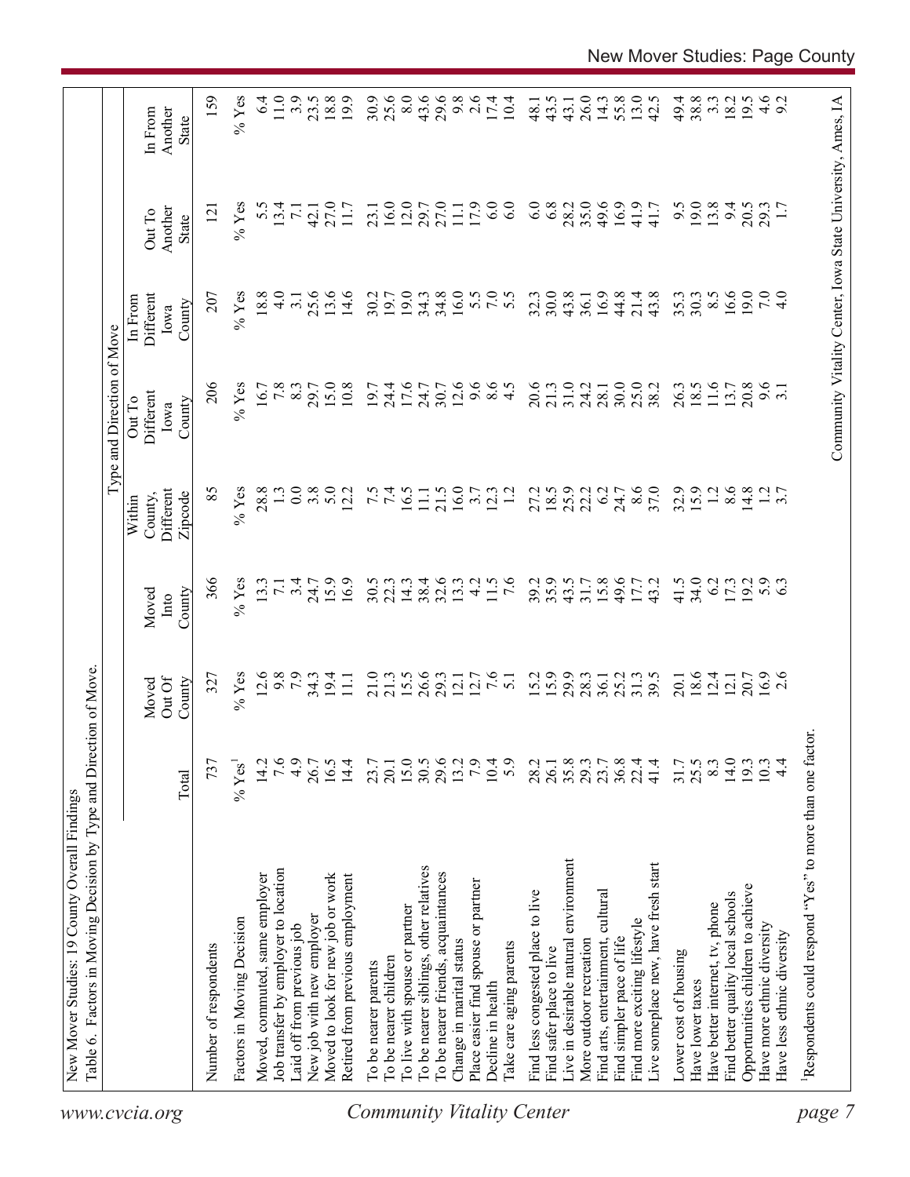New Mover Studies: 19 County Overall Findings

Table 6. Factors in Moving Decision by Type and Direction of Move.

| | Total | Moved Out Of County | Moved Into County | Type and Direction of Move | | | | |
|---|---|---|---|---|---|---|---|---|
| | | | | Within County, Different Zipcode | Out To Different Iowa County | In From Different Iowa County | Out To Another State | In From Another State |
| Number of respondents | 737 | 327 | 366 | 85 | 206 | 207 | 121 | 159 |
| Factors in Moving Decision | % Yes[1] | % Yes | % Yes | % Yes | % Yes | % Yes | % Yes | % Yes |
| Moved, commuted, same employer | 14.2 | 12.6 | 13.3 | 28.8 | 16.7 | 18.8 | 5.5 | 6.4 |
| Job transfer by employer to location | 7.6 | 9.8 | 7.1 | 1.3 | 7.8 | 4.0 | 13.4 | 11.0 |
| Laid off from previous job | 4.9 | 7.9 | 3.4 | 0.0 | 8.3 | 3.1 | 7.1 | 3.9 |
| New job with new employer | 26.7 | 34.3 | 24.7 | 3.8 | 29.7 | 25.6 | 42.1 | 23.5 |
| Moved to look for new job or work | 16.5 | 19.4 | 15.9 | 5.0 | 15.0 | 13.6 | 27.0 | 18.8 |
| Retired from previous employment | 14.4 | 11.1 | 16.9 | 12.2 | 10.8 | 14.6 | 11.7 | 19.9 |
| To be nearer parents | 23.7 | 21.0 | 30.5 | 7.5 | 19.7 | 30.2 | 23.1 | 30.9 |
| To be nearer children | 20.1 | 21.3 | 22.3 | 7.4 | 24.4 | 19.7 | 16.0 | 25.6 |
| To live with spouse or partner | 15.0 | 15.5 | 14.3 | 16.5 | 17.6 | 19.0 | 12.0 | 8.0 |
| To be nearer siblings, other relatives | 30.5 | 26.6 | 38.4 | 11.1 | 24.7 | 34.3 | 29.7 | 43.6 |
| To be nearer friends, acquaintances | 29.6 | 29.3 | 32.6 | 21.5 | 30.7 | 34.8 | 27.0 | 29.6 |
| Change in marital status | 13.2 | 12.1 | 13.3 | 16.0 | 12.6 | 16.0 | 11.1 | 9.8 |
| Place easier find spouse or partner | 7.9 | 12.7 | 4.2 | 3.7 | 9.6 | 5.5 | 17.9 | 2.6 |
| Decline in health | 10.4 | 7.6 | 11.5 | 12.3 | 8.6 | 7.0 | 6.0 | 17.4 |
| Take care aging parents | 5.9 | 5.1 | 7.6 | 1.2 | 4.5 | 5.5 | 6.0 | 10.4 |
| Find less congested place to live | 28.2 | 15.2 | 39.2 | 27.2 | 20.6 | 32.3 | 6.0 | 48.1 |
| Find safer place to live | 26.1 | 15.9 | 35.9 | 18.5 | 21.3 | 30.0 | 6.8 | 43.5 |
| Live in desirable natural environment | 35.8 | 29.9 | 43.5 | 25.9 | 31.0 | 43.8 | 28.2 | 43.1 |
| More outdoor recreation | 29.3 | 28.3 | 31.7 | 22.2 | 24.2 | 36.1 | 35.0 | 26.0 |
| Find arts, entertainment, cultural | 23.7 | 36.1 | 15.8 | 6.2 | 28.1 | 16.9 | 49.6 | 14.3 |
| Find simpler pace of life | 36.8 | 25.2 | 49.6 | 24.7 | 30.0 | 44.8 | 16.9 | 55.8 |
| Find more exciting lifestyle | 22.4 | 31.3 | 17.7 | 8.6 | 25.0 | 21.4 | 41.9 | 13.0 |
| Live someplace new, have fresh start | 41.4 | 39.5 | 43.2 | 37.0 | 38.2 | 43.8 | 41.7 | 42.5 |
| Lower cost of housing | 31.7 | 20.1 | 41.5 | 32.9 | 26.3 | 35.3 | 9.5 | 49.4 |
| Have lower taxes | 25.5 | 18.6 | 34.0 | 15.9 | 18.5 | 30.3 | 19.0 | 38.8 |
| Have better internet, tv, phone | 8.3 | 12.4 | 6.2 | 1.2 | 11.6 | 8.5 | 13.8 | 3.3 |
| Find better quality local schools | 14.0 | 12.1 | 17.3 | 8.6 | 13.7 | 16.6 | 9.4 | 18.2 |
| Opportunities children to achieve | 19.3 | 20.7 | 19.2 | 14.8 | 20.8 | 19.0 | 20.5 | 19.5 |
| Have more ethnic diversity | 10.3 | 16.9 | 5.9 | 1.2 | 9.6 | 7.0 | 29.3 | 4.6 |
| Have less ethnic diversity | 4.4 | 2.6 | 6.3 | 3.7 | 3.1 | 4.0 | 1.7 | 9.2 |

[1]Respondents could respond "Yes" to more than one factor.

Community Vitality Center, Iowa State University, Ames, IA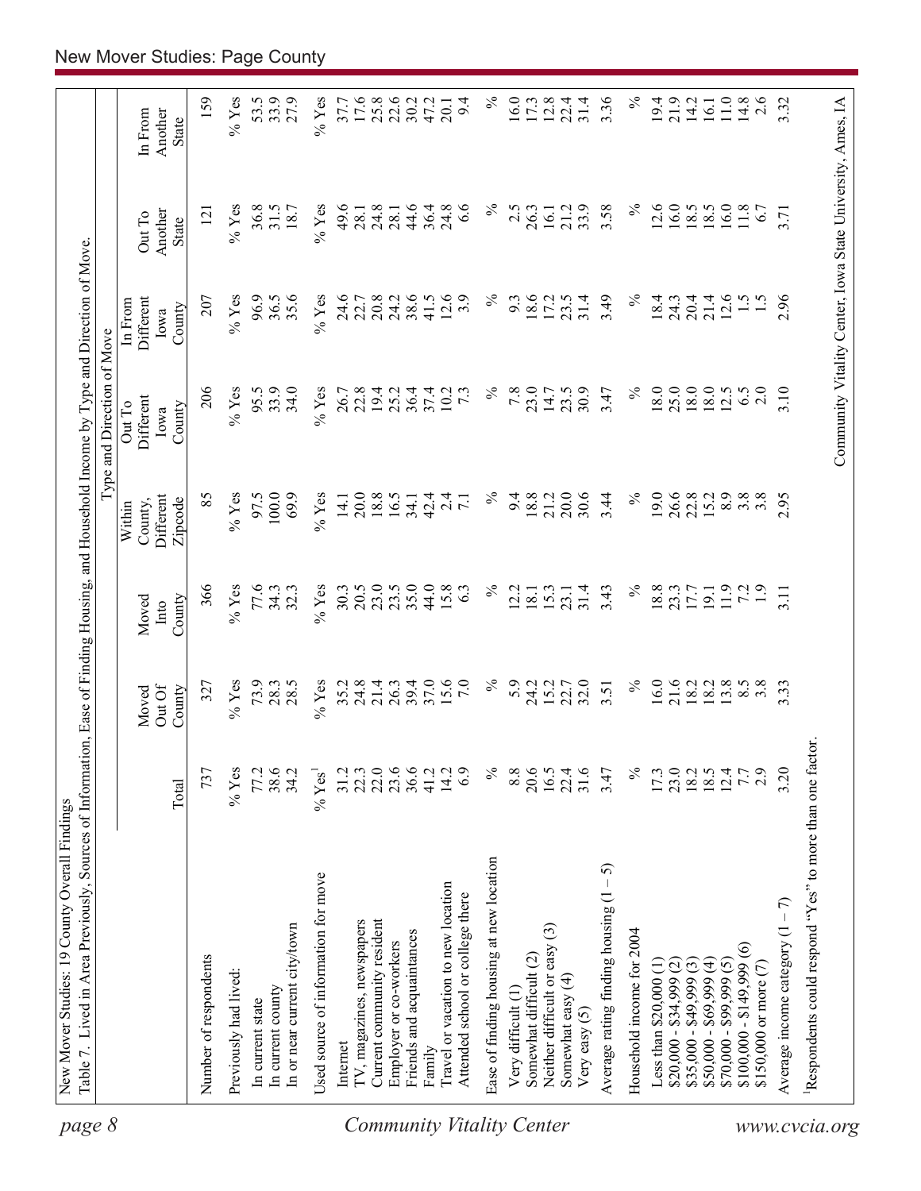New Mover Studies: 19 County Overall Findings

Table 7. Lived in Area Previously, Sources of Information, Ease of Finding Housing, and Household Income by Type and Direction of Move.

| | | | | Type and Direction of Move | | | | |
|---|---|---|---|---|---|---|---|---|
| | Total | Moved Out Of County | Moved Into County | Within County, Different Zipcode | Out To Different Iowa County | In From Different Iowa County | Out To Another State | In From Another State |
| Number of respondents | 737 | 327 | 366 | 85 | 206 | 207 | 121 | 159 |
| Previously had lived: | % Yes | % Yes | % Yes | % Yes | % Yes | % Yes | % Yes | % Yes |
| In current state | 77.2 | 73.9 | 77.6 | 97.5 | 95.5 | 96.9 | 36.8 | 53.5 |
| In current county | 38.6 | 28.3 | 34.3 | 100.0 | 33.9 | 36.5 | 31.5 | 33.9 |
| In or near current city/town | 34.2 | 28.5 | 32.3 | 69.9 | 34.0 | 35.6 | 18.7 | 27.9 |
| Used source of information for move | % Yes[1] | % Yes | % Yes | % Yes | % Yes | % Yes | % Yes | % Yes |
| Internet | 31.2 | 35.2 | 30.3 | 14.1 | 26.7 | 24.6 | 49.6 | 37.7 |
| TV, magazines, newspapers | 22.3 | 24.8 | 20.5 | 20.0 | 22.8 | 22.7 | 28.1 | 17.6 |
| Current community resident | 22.0 | 21.4 | 23.0 | 18.8 | 19.4 | 20.8 | 24.8 | 25.8 |
| Employer or co-workers | 23.6 | 26.3 | 23.5 | 16.5 | 25.2 | 24.2 | 28.1 | 22.6 |
| Friends and acquaintances | 36.6 | 39.4 | 35.0 | 34.1 | 36.4 | 38.6 | 44.6 | 30.2 |
| Family | 41.2 | 37.0 | 44.0 | 42.4 | 37.4 | 41.5 | 36.4 | 47.2 |
| Travel or vacation to new location | 14.2 | 15.6 | 15.8 | 2.4 | 10.2 | 12.6 | 24.8 | 20.1 |
| Attended school or college there | 6.9 | 7.0 | 6.3 | 7.1 | 7.3 | 3.9 | 6.6 | 9.4 |
| Ease of finding housing at new location | % | % | % | % | % | % | % | % |
| Very difficult (1) | 8.8 | 5.9 | 12.2 | 9.4 | 7.8 | 9.3 | 2.5 | 16.0 |
| Somewhat difficult (2) | 20.6 | 24.2 | 18.1 | 18.8 | 23.0 | 18.6 | 26.3 | 17.3 |
| Neither difficult or easy (3) | 16.5 | 15.2 | 15.3 | 21.2 | 14.7 | 17.2 | 16.1 | 12.8 |
| Somewhat easy (4) | 22.4 | 22.7 | 23.1 | 20.0 | 23.5 | 23.5 | 21.2 | 22.4 |
| Very easy (5) | 31.6 | 32.0 | 31.4 | 30.6 | 30.9 | 31.4 | 33.9 | 31.4 |
| Average rating finding housing (1 – 5) | 3.47 | 3.51 | 3.43 | 3.44 | 3.47 | 3.49 | 3.58 | 3.36 |
| Household income for 2004 | % | % | % | % | % | % | % | % |
| Less than $20,000 (1) | 17.3 | 16.0 | 18.8 | 19.0 | 18.0 | 18.4 | 12.6 | 19.4 |
| $20,000 - $34,999 (2) | 23.0 | 21.6 | 23.3 | 26.6 | 25.0 | 24.3 | 16.0 | 21.9 |
| $35,000 - $49,999 (3) | 18.2 | 18.2 | 17.7 | 22.8 | 18.0 | 20.4 | 18.5 | 14.2 |
| $50,000 - $69,999 (4) | 18.5 | 18.2 | 19.1 | 15.2 | 18.0 | 21.4 | 18.5 | 16.1 |
| $70,000 - $99,999 (5) | 12.4 | 13.8 | 11.9 | 8.9 | 12.5 | 12.6 | 16.0 | 11.0 |
| $100,000 - $149,999 (6) | 7.7 | 8.5 | 7.2 | 3.8 | 6.5 | 1.5 | 11.8 | 14.8 |
| $150,000 or more (7) | 2.9 | 3.8 | 1.9 | 3.8 | 2.0 | 1.5 | 6.7 | 2.6 |
| Average income category (1 – 7) | 3.20 | 3.33 | 3.11 | 2.95 | 3.10 | 2.96 | 3.71 | 3.32 |

[1]Respondents could respond "Yes" to more than one factor.

Community Vitality Center, Iowa State University, Ames, IA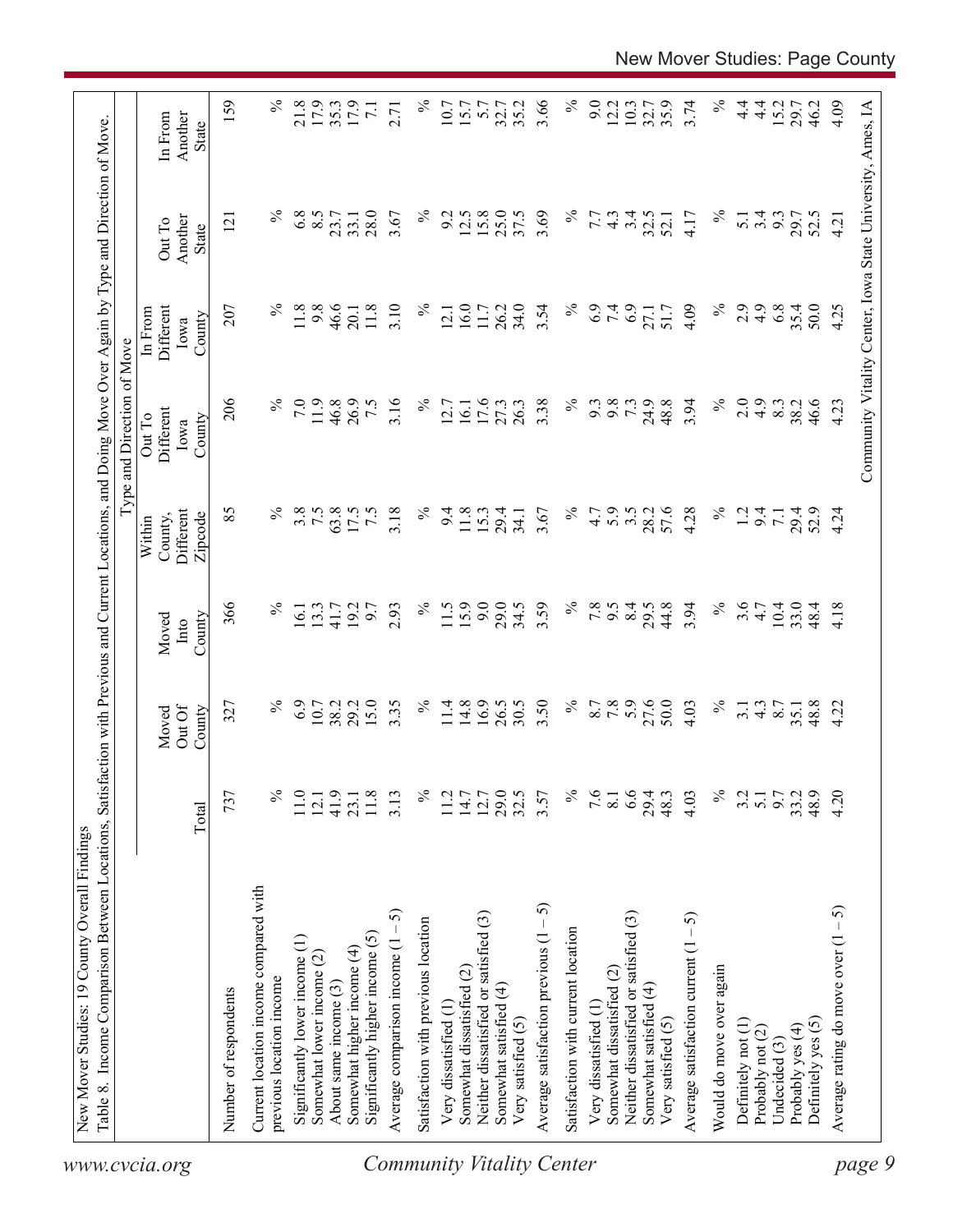New Mover Studies: 19 County Overall Findings

Table 8. Income Comparison Between Locations, Satisfaction with Previous and Current Locations, and Doing Move Over Again by Type and Direction of Move.

| | | | | Type and Direction of Move | | | | |
|---|---|---|---|---|---|---|---|---|
| | Total | Moved Out Of County | Moved Into County | Within County, Different Zipcode | Out To Different Iowa County | In From Different Iowa County | Out To Another State | In From Another State |
| Number of respondents | 737 | 327 | 366 | 85 | 206 | 207 | 121 | 159 |
| Current location income compared with previous location income | % | % | % | % | % | % | % | % |
| Significantly lower income (1) | 11.0 | 6.9 | 16.1 | 3.8 | 7.0 | 11.8 | 6.8 | 21.8 |
| Somewhat lower income (2) | 12.1 | 10.7 | 13.3 | 7.5 | 11.9 | 9.8 | 8.5 | 17.9 |
| About same income (3) | 41.9 | 38.2 | 41.7 | 63.8 | 46.8 | 46.6 | 23.7 | 35.3 |
| Somewhat higher income (4) | 23.1 | 29.2 | 19.2 | 17.5 | 26.9 | 20.1 | 33.1 | 17.9 |
| Significantly higher income (5) | 11.8 | 15.0 | 9.7 | 7.5 | 7.5 | 11.8 | 28.0 | 7.1 |
| Average comparison income (1 – 5) | 3.13 | 3.35 | 2.93 | 3.18 | 3.16 | 3.10 | 3.67 | 2.71 |
| Satisfaction with previous location | % | % | % | % | % | % | % | % |
| Very dissatisfied (1) | 11.2 | 11.4 | 11.5 | 9.4 | 12.7 | 12.1 | 9.2 | 10.7 |
| Somewhat dissatisfied (2) | 14.7 | 14.8 | 15.9 | 11.8 | 16.1 | 16.0 | 12.5 | 15.7 |
| Neither dissatisfied or satisfied (3) | 12.7 | 16.9 | 9.0 | 15.3 | 17.6 | 11.7 | 15.8 | 5.7 |
| Somewhat satisfied (4) | 29.0 | 26.5 | 29.0 | 29.4 | 27.3 | 26.2 | 25.0 | 32.7 |
| Very satisfied (5) | 32.5 | 30.5 | 34.5 | 34.1 | 26.3 | 34.0 | 37.5 | 35.2 |
| Average satisfaction previous (1 – 5) | 3.57 | 3.50 | 3.59 | 3.67 | 3.38 | 3.54 | 3.69 | 3.66 |
| Satisfaction with current location | % | % | % | % | % | % | % | % |
| Very dissatisfied (1) | 7.6 | 8.7 | 7.8 | 4.7 | 9.3 | 6.9 | 7.7 | 9.0 |
| Somewhat dissatisfied (2) | 8.1 | 7.8 | 9.5 | 5.9 | 9.8 | 7.4 | 4.3 | 12.2 |
| Neither dissatisfied or satisfied (3) | 6.6 | 5.9 | 8.4 | 3.5 | 7.3 | 6.9 | 3.4 | 10.3 |
| Somewhat satisfied (4) | 29.4 | 27.6 | 29.5 | 28.2 | 24.9 | 27.1 | 32.5 | 32.7 |
| Very satisfied (5) | 48.3 | 50.0 | 44.8 | 57.6 | 48.8 | 51.7 | 52.1 | 35.9 |
| Average satisfaction current (1 – 5) | 4.03 | 4.03 | 3.94 | 4.28 | 3.94 | 4.09 | 4.17 | 3.74 |
| Would do move over again | % | % | % | % | % | % | % | % |
| Definitely not (1) | 3.2 | 3.1 | 3.6 | 1.2 | 2.0 | 2.9 | 5.1 | 4.4 |
| Probably not (2) | 5.1 | 4.3 | 4.7 | 9.4 | 4.9 | 4.9 | 3.4 | 4.4 |
| Undecided (3) | 9.7 | 8.7 | 10.4 | 7.1 | 8.3 | 6.8 | 9.3 | 15.2 |
| Probably yes (4) | 33.2 | 35.1 | 33.0 | 29.4 | 38.2 | 35.4 | 29.7 | 29.7 |
| Definitely yes (5) | 48.9 | 48.8 | 48.4 | 52.9 | 46.6 | 50.0 | 52.5 | 46.2 |
| Average rating do move over (1 – 5) | 4.20 | 4.22 | 4.18 | 4.24 | 4.23 | 4.25 | 4.21 | 4.09 |

Community Vitality Center, Iowa State University, Ames, IA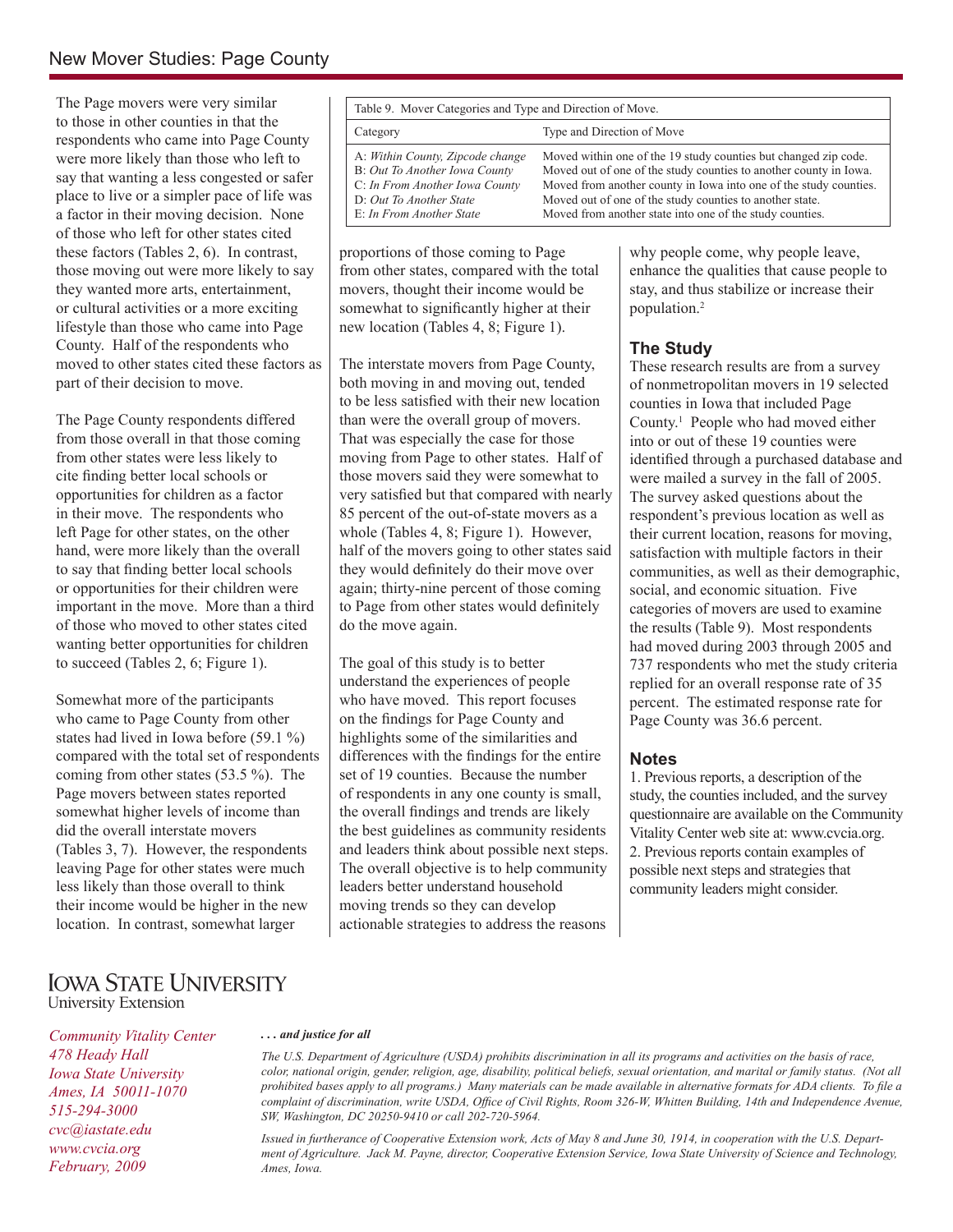The Page movers were very similar to those in other counties in that the respondents who came into Page County were more likely than those who left to say that wanting a less congested or safer place to live or a simpler pace of life was a factor in their moving decision. None of those who left for other states cited these factors (Tables 2, 6). In contrast, those moving out were more likely to say they wanted more arts, entertainment, or cultural activities or a more exciting lifestyle than those who came into Page County. Half of the respondents who moved to other states cited these factors as part of their decision to move.

The Page County respondents differed from those overall in that those coming from other states were less likely to cite finding better local schools or opportunities for children as a factor in their move. The respondents who left Page for other states, on the other hand, were more likely than the overall to say that finding better local schools or opportunities for their children were important in the move. More than a third of those who moved to other states cited wanting better opportunities for children to succeed (Tables 2, 6; Figure 1).

Somewhat more of the participants who came to Page County from other states had lived in Iowa before (59.1 %) compared with the total set of respondents coming from other states (53.5 %). The Page movers between states reported somewhat higher levels of income than did the overall interstate movers (Tables 3, 7). However, the respondents leaving Page for other states were much less likely than those overall to think their income would be higher in the new location. In contrast, somewhat larger proportions of those coming to Page from other states, compared with the total movers, thought their income would be somewhat to significantly higher at their new location (Tables 4, 8; Figure 1).

The interstate movers from Page County, both moving in and moving out, tended to be less satisfied with their new location than were the overall group of movers. That was especially the case for those moving from Page to other states. Half of those movers said they were somewhat to very satisfied but that compared with nearly 85 percent of the out-of-state movers as a whole (Tables 4, 8; Figure 1). However, half of the movers going to other states said they would definitely do their move over again; thirty-nine percent of those coming to Page from other states would definitely do the move again.

The goal of this study is to better understand the experiences of people who have moved. This report focuses on the findings for Page County and highlights some of the similarities and differences with the findings for the entire set of 19 counties. Because the number of respondents in any one county is small, the overall findings and trends are likely the best guidelines as community residents and leaders think about possible next steps. The overall objective is to help community leaders better understand household moving trends so they can develop actionable strategies to address the reasons why people come, why people leave, enhance the qualities that cause people to stay, and thus stabilize or increase their population.[2]

Table 9. Mover Categories and Type and Direction of Move.

| Category | Type and Direction of Move |
|---|---|
| A: *Within County, Zipcode change* | Moved within one of the 19 study counties but changed zip code. |
| B: *Out To Another Iowa County* | Moved out of one of the study counties to another county in Iowa. |
| C: *In From Another Iowa County* | Moved from another county in Iowa into one of the study counties. |
| D: *Out To Another State* | Moved out of one of the study counties to another state. |
| E: *In From Another State* | Moved from another state into one of the study counties. |

## The Study

These research results are from a survey of nonmetropolitan movers in 19 selected counties in Iowa that included Page County.[1] People who had moved either into or out of these 19 counties were identified through a purchased database and were mailed a survey in the fall of 2005. The survey asked questions about the respondent's previous location as well as their current location, reasons for moving, satisfaction with multiple factors in their communities, as well as their demographic, social, and economic situation. Five categories of movers are used to examine the results (Table 9). Most respondents had moved during 2003 through 2005 and 737 respondents who met the study criteria replied for an overall response rate of 35 percent. The estimated response rate for Page County was 36.6 percent.

## Notes

1. Previous reports, a description of the study, the counties included, and the survey questionnaire are available on the Community Vitality Center web site at: www.cvcia.org.
2. Previous reports contain examples of possible next steps and strategies that community leaders might consider.

IOWA STATE UNIVERSITY
University Extension

*Community Vitality Center*
*478 Heady Hall*
*Iowa State University*
*Ames, IA 50011-1070*
*515-294-3000*
*cvc@iastate.edu*
*www.cvcia.org*
*February, 2009*

***. . . and justice for all***

*The U.S. Department of Agriculture (USDA) prohibits discrimination in all its programs and activities on the basis of race, color, national origin, gender, religion, age, disability, political beliefs, sexual orientation, and marital or family status. (Not all prohibited bases apply to all programs.) Many materials can be made available in alternative formats for ADA clients. To file a complaint of discrimination, write USDA, Office of Civil Rights, Room 326-W, Whitten Building, 14th and Independence Avenue, SW, Washington, DC 20250-9410 or call 202-720-5964.*

*Issued in furtherance of Cooperative Extension work, Acts of May 8 and June 30, 1914, in cooperation with the U.S. Department of Agriculture. Jack M. Payne, director, Cooperative Extension Service, Iowa State University of Science and Technology, Ames, Iowa.*